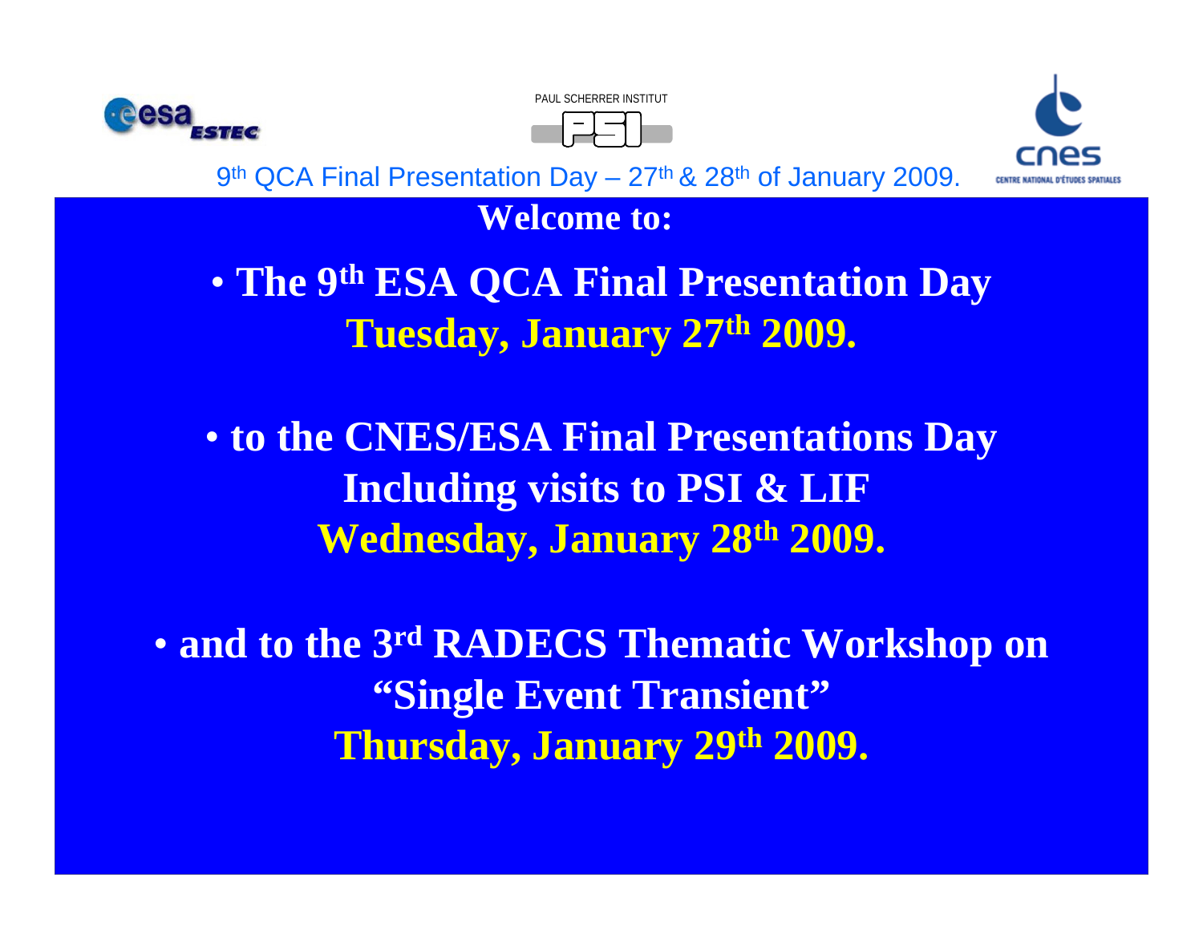PAUL SCHERRER INSTITUT

9th QCA Final Presentation Day – 27th & 28th of January 2009.

CENTRE NATIONAL D'ÉTUDES SPATIALES

**Welcome to:**

- **The 9th ESA QCA Final Presentation Day**
  **Tuesday, January 27th 2009.**

- **to the CNES/ESA Final Presentations Day**
  **Including visits to PSI & LIF**
  **Wednesday, January 28th 2009.**

- **and to the 3rd RADECS Thematic Workshop on**
  **"Single Event Transient"**
  **Thursday, January 29th 2009.**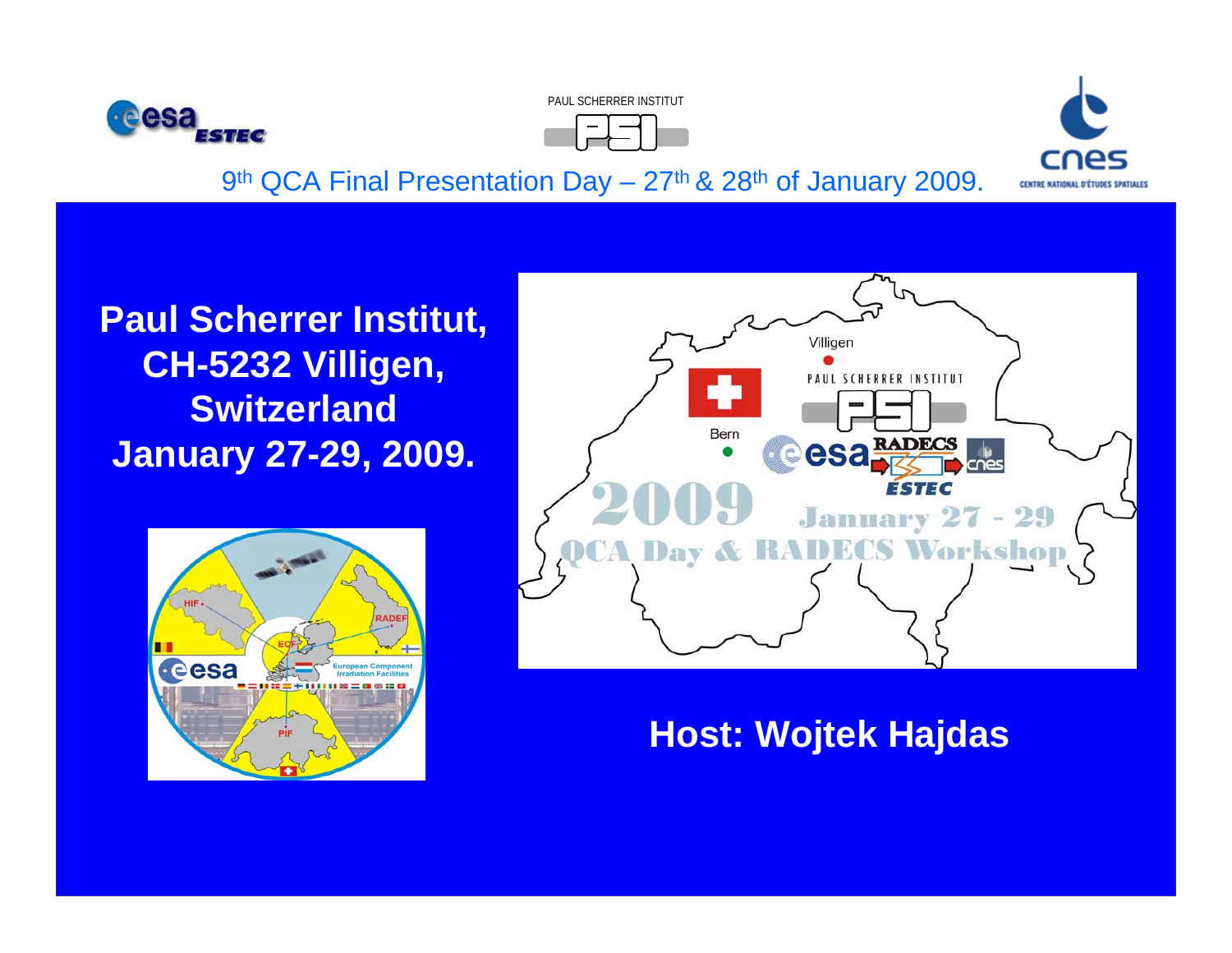9th QCA Final Presentation Day – 27th & 28th of January 2009.

**Paul Scherrer Institut, CH-5232 Villigen, Switzerland January 27-29, 2009.**

**Host: Wojtek Hajdas**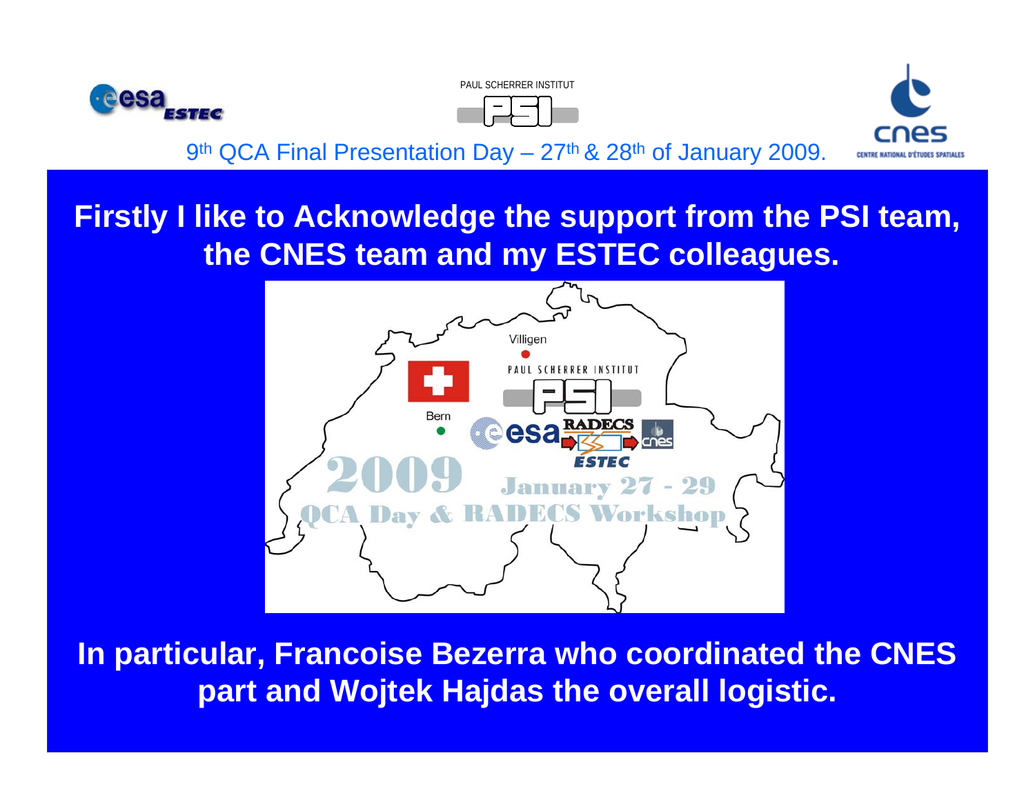9th QCA Final Presentation Day – 27th & 28th of January 2009.

**Firstly I like to Acknowledge the support from the PSI team, the CNES team and my ESTEC colleagues.**

**In particular, Francoise Bezerra who coordinated the CNES part and Wojtek Hajdas the overall logistic.**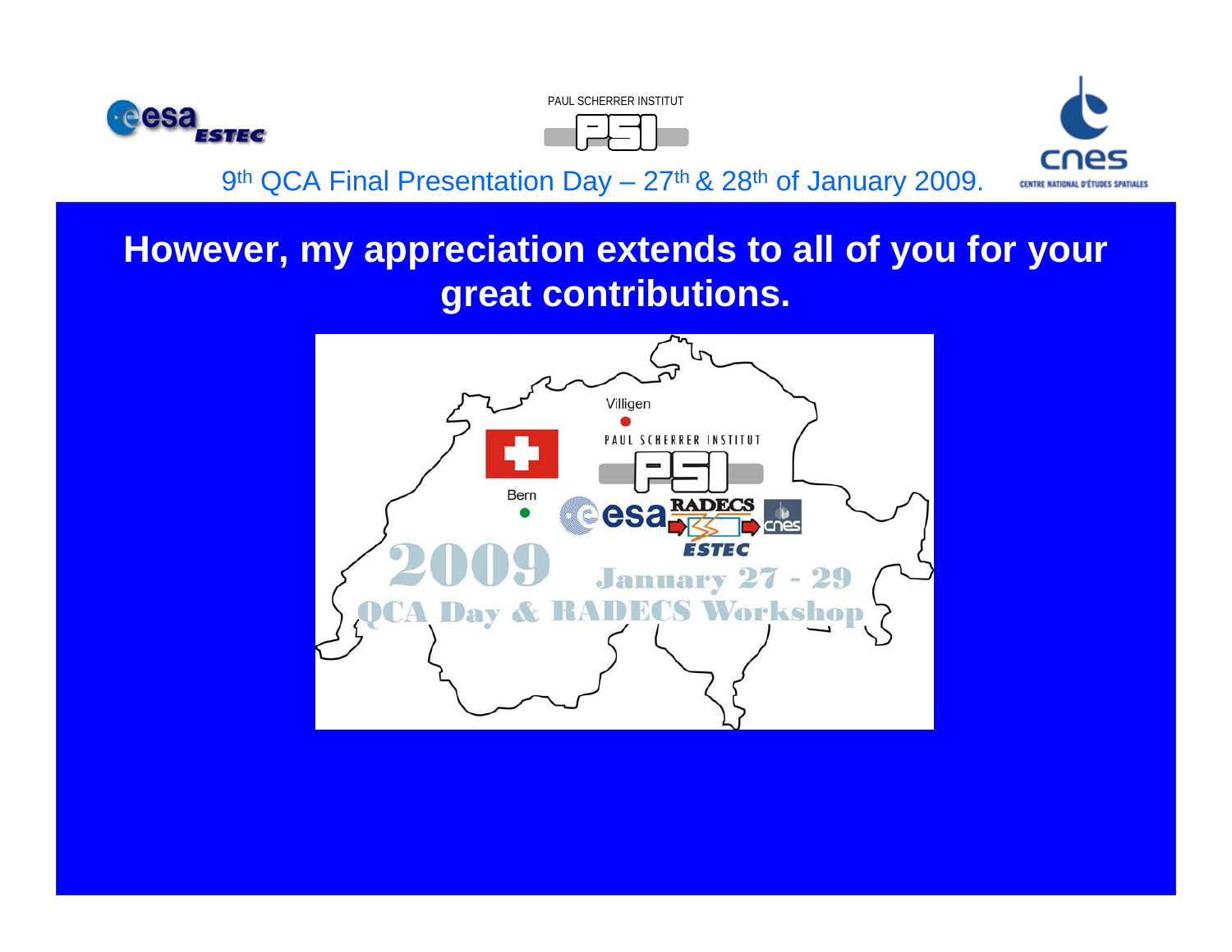9th QCA Final Presentation Day – 27th & 28th of January 2009.

## However, my appreciation extends to all of you for your great contributions.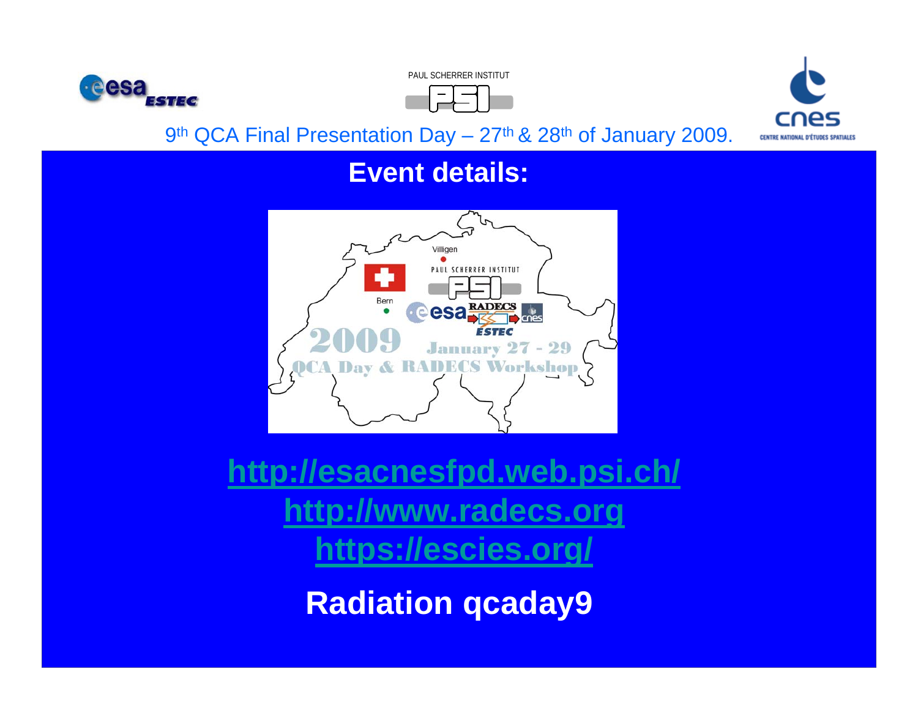9th QCA Final Presentation Day – 27th & 28th of January 2009.

## Event details:

http://esacnesfpd.web.psi.ch/

http://www.radecs.org

https://escies.org/

**Radiation qcaday9**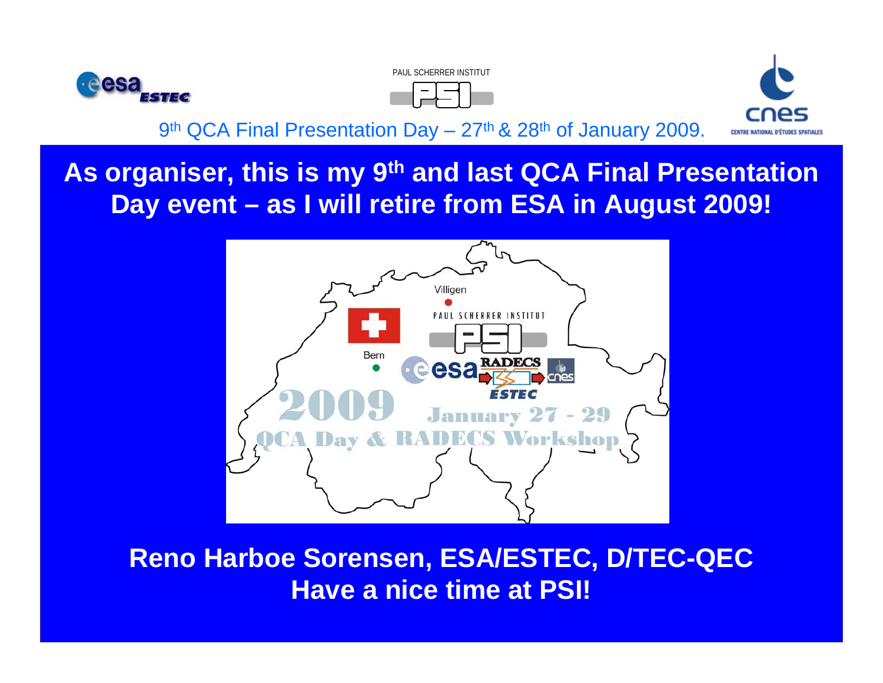PAUL SCHERRER INSTITUT

9th QCA Final Presentation Day – 27th & 28th of January 2009.

# As organiser, this is my 9th and last QCA Final Presentation Day event – as I will retire from ESA in August 2009!

Villigen

PAUL SCHERRER INSTITUT

Bern

RADECS

ESTEC

2009

January 27 - 29

QCA Day & RADECS Workshop

**Reno Harboe Sorensen, ESA/ESTEC, D/TEC-QEC**

**Have a nice time at PSI!**